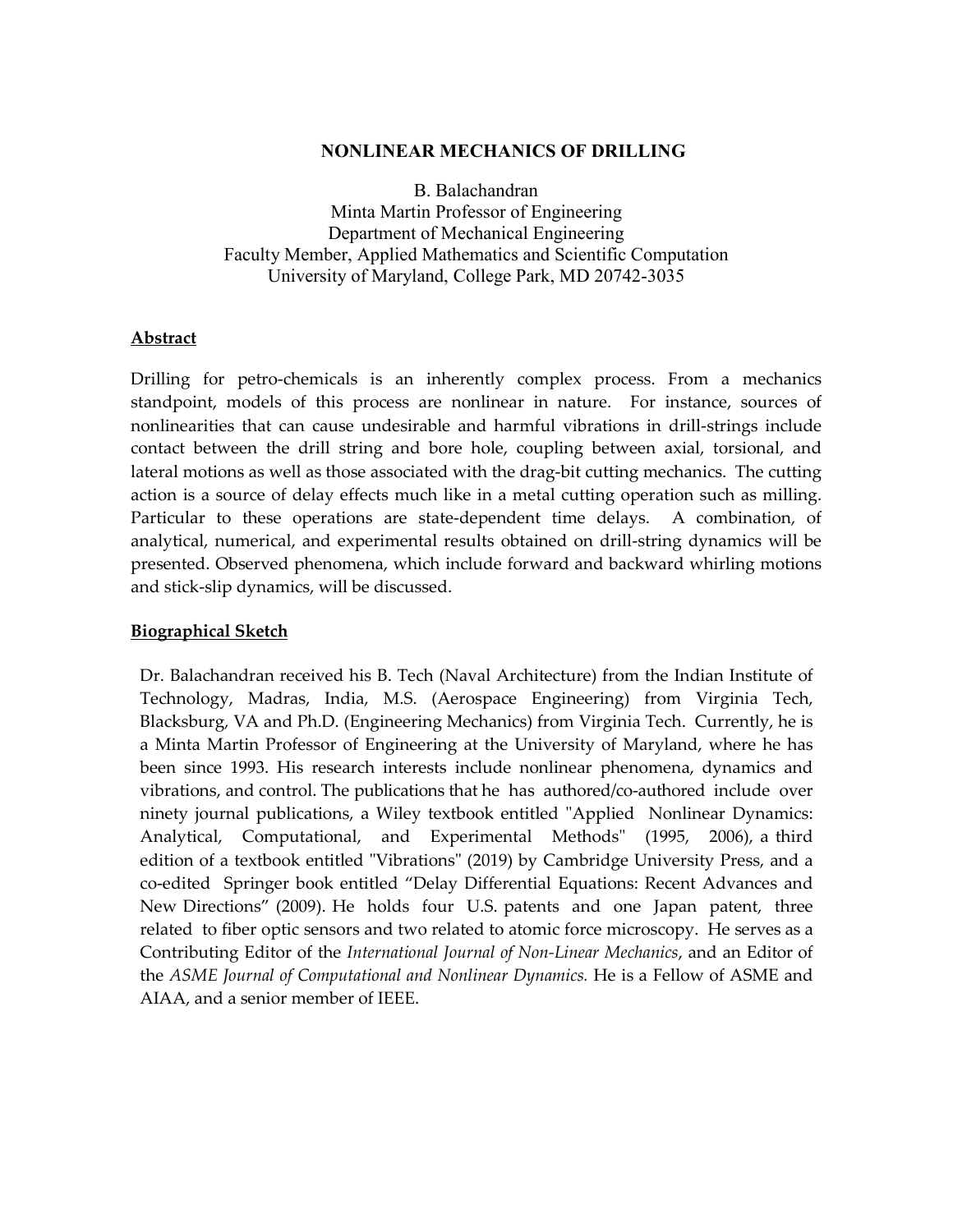# NONLINEAR MECHANICS OF DRILLING

B. Balachandran
Minta Martin Professor of Engineering
Department of Mechanical Engineering
Faculty Member, Applied Mathematics and Scientific Computation
University of Maryland, College Park, MD 20742-3035

## Abstract

Drilling for petro-chemicals is an inherently complex process. From a mechanics standpoint, models of this process are nonlinear in nature. For instance, sources of nonlinearities that can cause undesirable and harmful vibrations in drill-strings include contact between the drill string and bore hole, coupling between axial, torsional, and lateral motions as well as those associated with the drag-bit cutting mechanics. The cutting action is a source of delay effects much like in a metal cutting operation such as milling. Particular to these operations are state-dependent time delays. A combination, of analytical, numerical, and experimental results obtained on drill-string dynamics will be presented. Observed phenomena, which include forward and backward whirling motions and stick-slip dynamics, will be discussed.

## Biographical Sketch

Dr. Balachandran received his B. Tech (Naval Architecture) from the Indian Institute of Technology, Madras, India, M.S. (Aerospace Engineering) from Virginia Tech, Blacksburg, VA and Ph.D. (Engineering Mechanics) from Virginia Tech. Currently, he is a Minta Martin Professor of Engineering at the University of Maryland, where he has been since 1993. His research interests include nonlinear phenomena, dynamics and vibrations, and control. The publications that he has authored/co-authored include over ninety journal publications, a Wiley textbook entitled "Applied Nonlinear Dynamics: Analytical, Computational, and Experimental Methods" (1995, 2006), a third edition of a textbook entitled "Vibrations" (2019) by Cambridge University Press, and a co-edited Springer book entitled "Delay Differential Equations: Recent Advances and New Directions" (2009). He holds four U.S. patents and one Japan patent, three related to fiber optic sensors and two related to atomic force microscopy. He serves as a Contributing Editor of the *International Journal of Non-Linear Mechanics*, and an Editor of the *ASME Journal of Computational and Nonlinear Dynamics.* He is a Fellow of ASME and AIAA, and a senior member of IEEE.